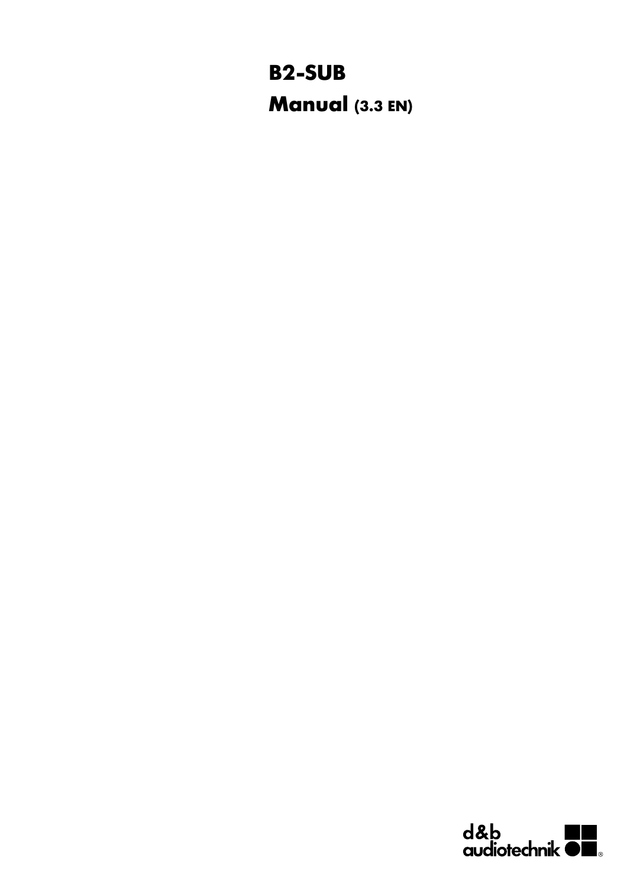# B2-SUB

## Manual (3.3 EN)

d&b audiotechnik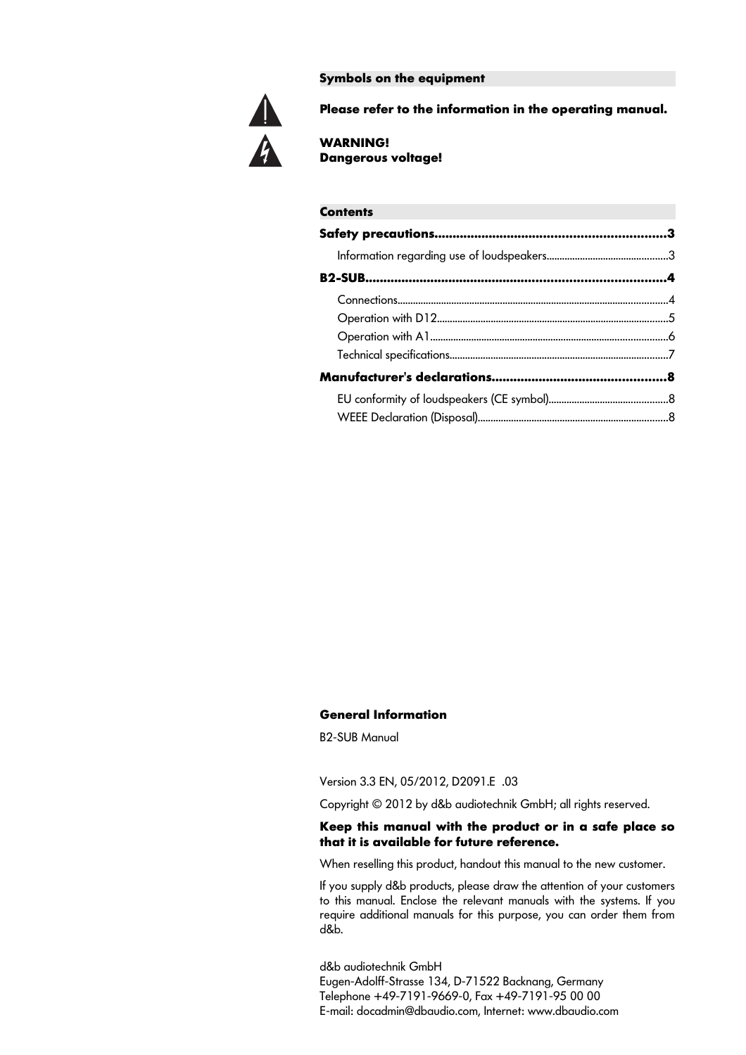## Symbols on the equipment

**Please refer to the information in the operating manual.**

**WARNING!**
**Dangerous voltage!**

## Contents

**Safety precautions................................................................3**

Information regarding use of loudspeakers...............................................3

**B2-SUB...................................................................................4**

Connections..........................................................................................4
Operation with D12..............................................................................5
Operation with A1................................................................................6
Technical specifications........................................................................7

**Manufacturer's declarations................................................8**

EU conformity of loudspeakers (CE symbol)...........................................8
WEEE Declaration (Disposal)...............................................................8

## General Information

B2-SUB Manual

Version 3.3 EN, 05/2012, D2091.E .03

Copyright © 2012 by d&b audiotechnik GmbH; all rights reserved.

**Keep this manual with the product or in a safe place so that it is available for future reference.**

When reselling this product, handout this manual to the new customer.

If you supply d&b products, please draw the attention of your customers to this manual. Enclose the relevant manuals with the systems. If you require additional manuals for this purpose, you can order them from d&b.

d&b audiotechnik GmbH
Eugen-Adolff-Strasse 134, D-71522 Backnang, Germany
Telephone +49-7191-9669-0, Fax +49-7191-95 00 00
E-mail: docadmin@dbaudio.com, Internet: www.dbaudio.com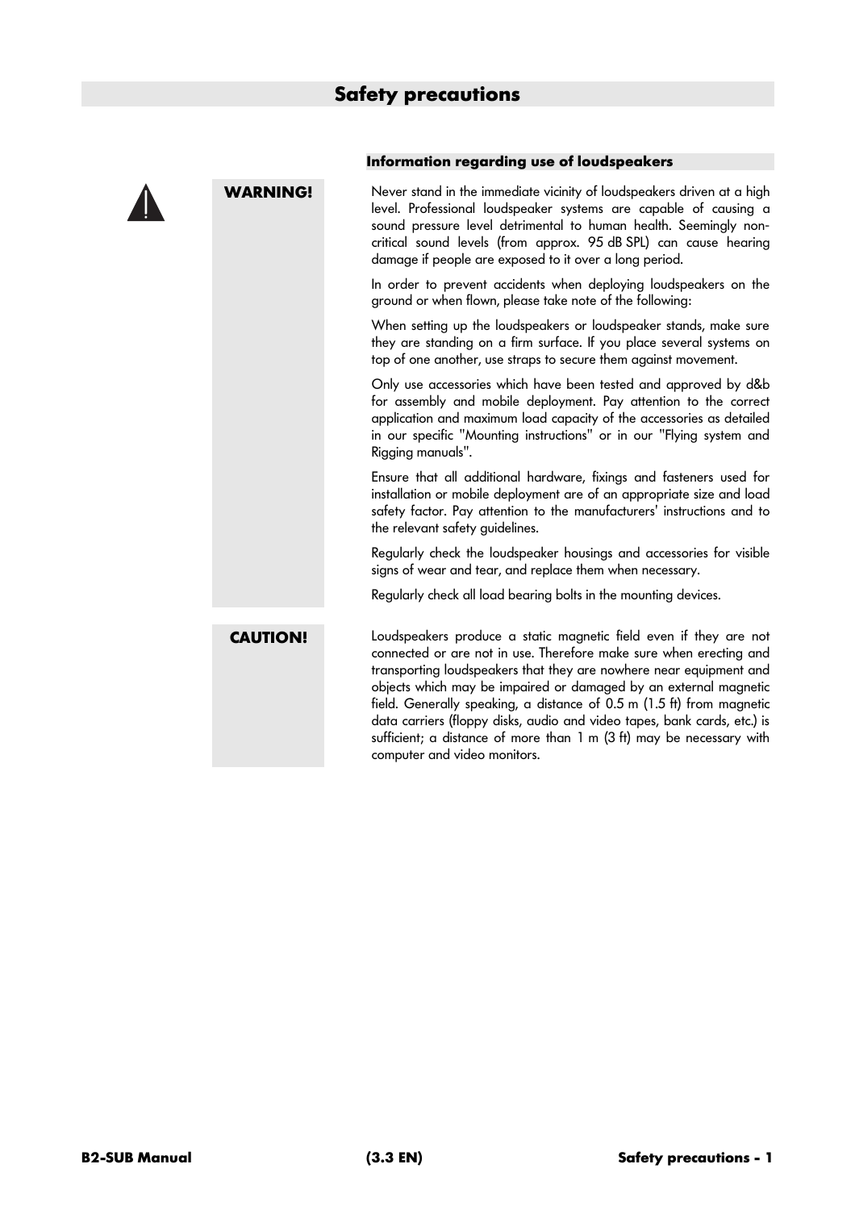# Safety precautions

### Information regarding use of loudspeakers

**WARNING!**

Never stand in the immediate vicinity of loudspeakers driven at a high level. Professional loudspeaker systems are capable of causing a sound pressure level detrimental to human health. Seemingly non-critical sound levels (from approx. 95 dB SPL) can cause hearing damage if people are exposed to it over a long period.

In order to prevent accidents when deploying loudspeakers on the ground or when flown, please take note of the following:

When setting up the loudspeakers or loudspeaker stands, make sure they are standing on a firm surface. If you place several systems on top of one another, use straps to secure them against movement.

Only use accessories which have been tested and approved by d&b for assembly and mobile deployment. Pay attention to the correct application and maximum load capacity of the accessories as detailed in our specific "Mounting instructions" or in our "Flying system and Rigging manuals".

Ensure that all additional hardware, fixings and fasteners used for installation or mobile deployment are of an appropriate size and load safety factor. Pay attention to the manufacturers' instructions and to the relevant safety guidelines.

Regularly check the loudspeaker housings and accessories for visible signs of wear and tear, and replace them when necessary.

Regularly check all load bearing bolts in the mounting devices.

**CAUTION!**

Loudspeakers produce a static magnetic field even if they are not connected or are not in use. Therefore make sure when erecting and transporting loudspeakers that they are nowhere near equipment and objects which may be impaired or damaged by an external magnetic field. Generally speaking, a distance of 0.5 m (1.5 ft) from magnetic data carriers (floppy disks, audio and video tapes, bank cards, etc.) is sufficient; a distance of more than 1 m (3 ft) may be necessary with computer and video monitors.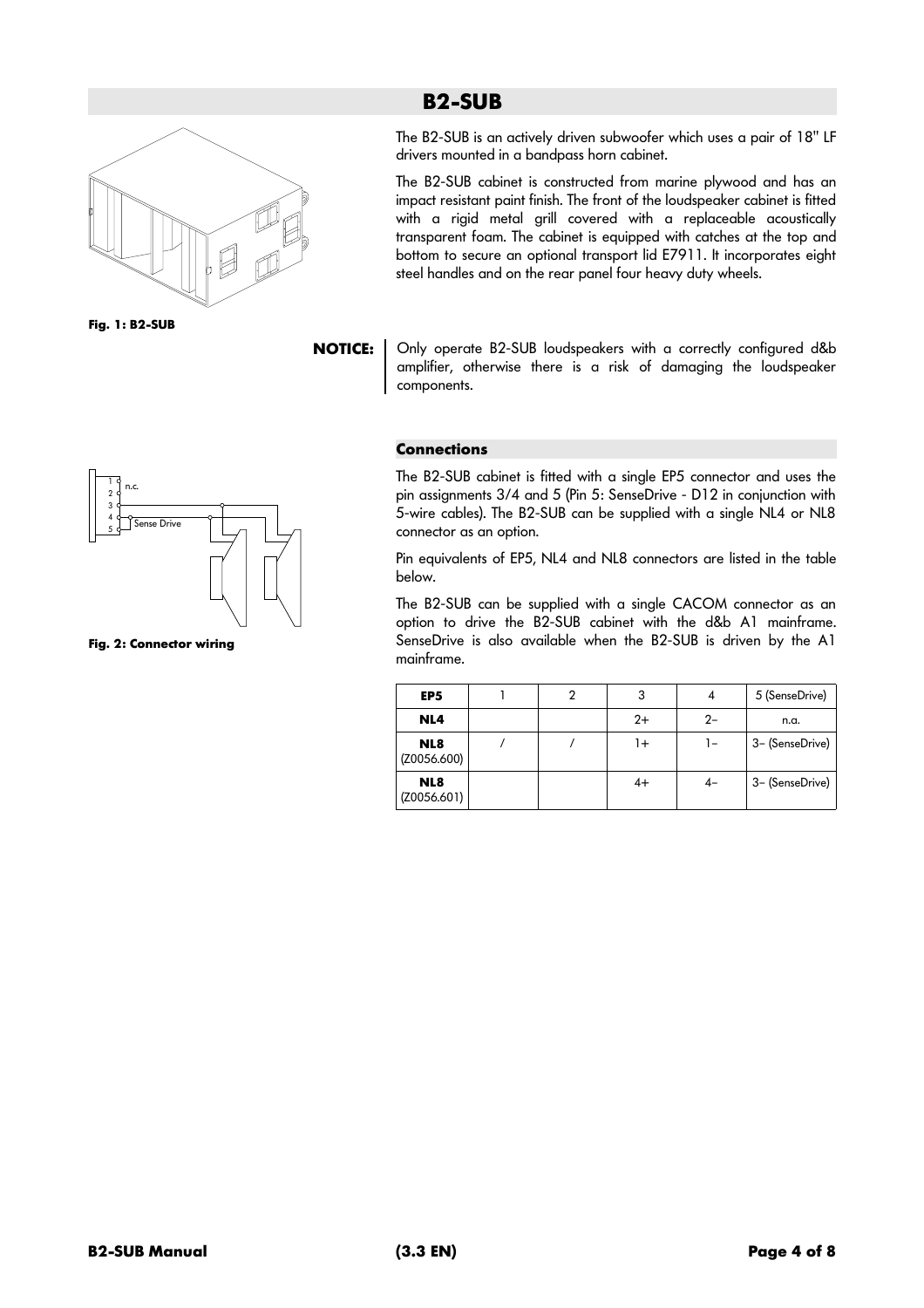# B2-SUB

The B2-SUB is an actively driven subwoofer which uses a pair of 18" LF drivers mounted in a bandpass horn cabinet.

The B2-SUB cabinet is constructed from marine plywood and has an impact resistant paint finish. The front of the loudspeaker cabinet is fitted with a rigid metal grill covered with a replaceable acoustically transparent foam. The cabinet is equipped with catches at the top and bottom to secure an optional transport lid E7911. It incorporates eight steel handles and on the rear panel four heavy duty wheels.

**Fig. 1: B2-SUB**

**NOTICE:** Only operate B2-SUB loudspeakers with a correctly configured d&b amplifier, otherwise there is a risk of damaging the loudspeaker components.

## Connections

1
2
n.c.
3
4
5
Sense Drive

**Fig. 2: Connector wiring**

The B2-SUB cabinet is fitted with a single EP5 connector and uses the pin assignments 3/4 and 5 (Pin 5: SenseDrive - D12 in conjunction with 5-wire cables). The B2-SUB can be supplied with a single NL4 or NL8 connector as an option.

Pin equivalents of EP5, NL4 and NL8 connectors are listed in the table below.

The B2-SUB can be supplied with a single CACOM connector as an option to drive the B2-SUB cabinet with the d&b A1 mainframe. SenseDrive is also available when the B2-SUB is driven by the A1 mainframe.

| **EP5** | 1 | 2 | 3 | 4 | 5 (SenseDrive) |
|---|---|---|---|---|---|
| **NL4** | | | 2+ | 2– | n.a. |
| **NL8** (Z0056.600) | / | / | 1+ | 1– | 3– (SenseDrive) |
| **NL8** (Z0056.601) | | | 4+ | 4– | 3– (SenseDrive) |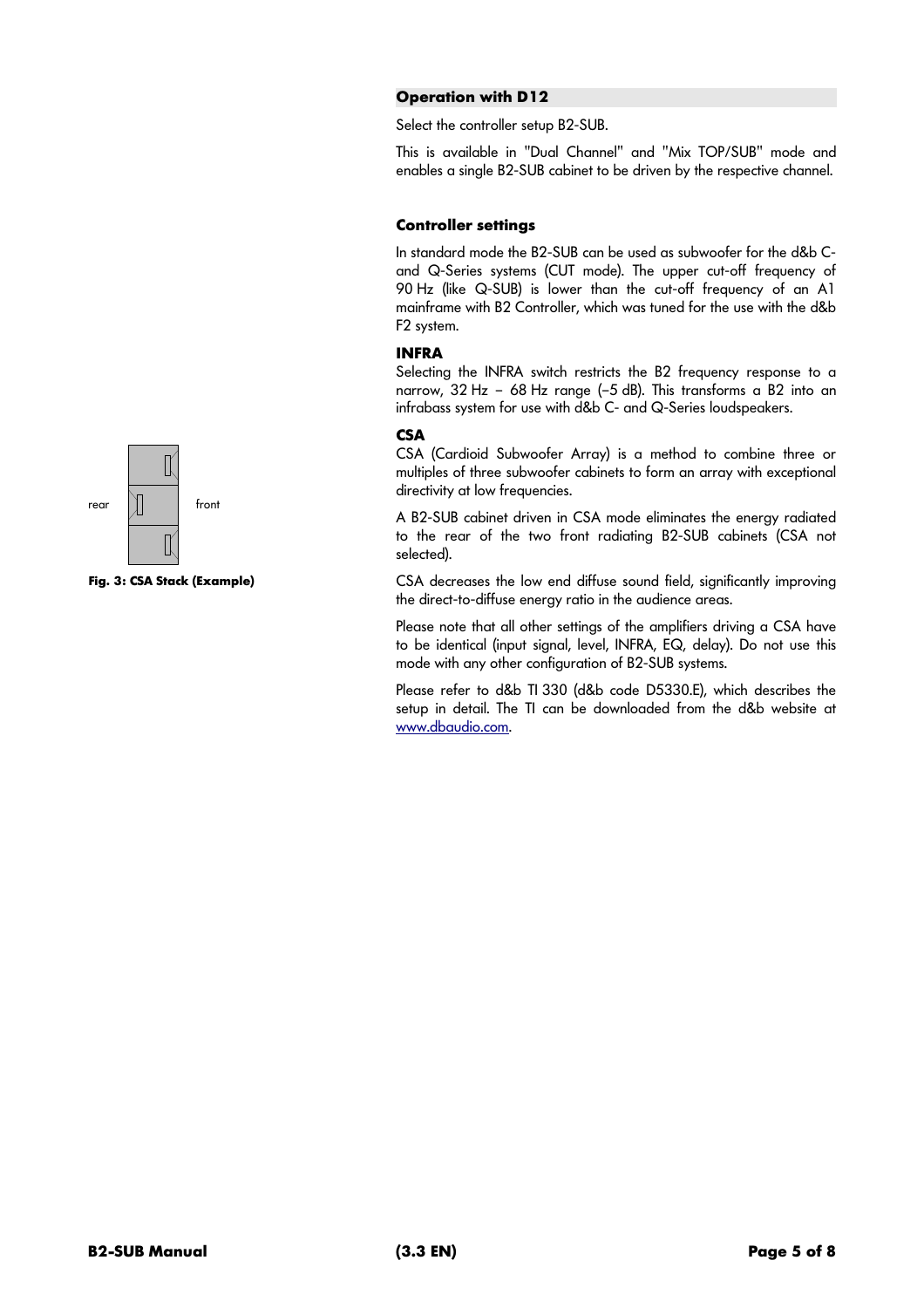## Operation with D12

Select the controller setup B2-SUB.

This is available in "Dual Channel" and "Mix TOP/SUB" mode and enables a single B2-SUB cabinet to be driven by the respective channel.

### Controller settings

In standard mode the B2-SUB can be used as subwoofer for the d&b C- and Q-Series systems (CUT mode). The upper cut-off frequency of 90 Hz (like Q-SUB) is lower than the cut-off frequency of an A1 mainframe with B2 Controller, which was tuned for the use with the d&b F2 system.

#### INFRA

Selecting the INFRA switch restricts the B2 frequency response to a narrow, 32 Hz – 68 Hz range (–5 dB). This transforms a B2 into an infrabass system for use with d&b C- and Q-Series loudspeakers.

#### CSA

rear

front

**Fig. 3: CSA Stack (Example)**

CSA (Cardioid Subwoofer Array) is a method to combine three or multiples of three subwoofer cabinets to form an array with exceptional directivity at low frequencies.

A B2-SUB cabinet driven in CSA mode eliminates the energy radiated to the rear of the two front radiating B2-SUB cabinets (CSA not selected).

CSA decreases the low end diffuse sound field, significantly improving the direct-to-diffuse energy ratio in the audience areas.

Please note that all other settings of the amplifiers driving a CSA have to be identical (input signal, level, INFRA, EQ, delay). Do not use this mode with any other configuration of B2-SUB systems.

Please refer to d&b TI 330 (d&b code D5330.E), which describes the setup in detail. The TI can be downloaded from the d&b website at www.dbaudio.com.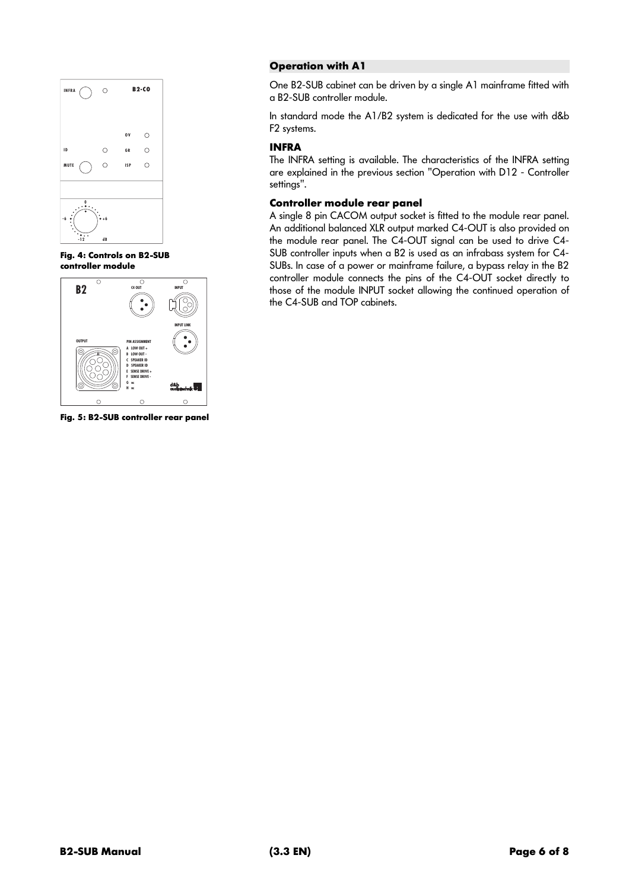Fig. 4: Controls on B2-SUB controller module

Fig. 5: B2-SUB controller rear panel

## Operation with A1

One B2-SUB cabinet can be driven by a single A1 mainframe fitted with a B2-SUB controller module.

In standard mode the A1/B2 system is dedicated for the use with d&b F2 systems.

### INFRA

The INFRA setting is available. The characteristics of the INFRA setting are explained in the previous section "Operation with D12 - Controller settings".

### Controller module rear panel

A single 8 pin CACOM output socket is fitted to the module rear panel. An additional balanced XLR output marked C4-OUT is also provided on the module rear panel. The C4-OUT signal can be used to drive C4-SUB controller inputs when a B2 is used as an infrabass system for C4-SUBs. In case of a power or mainframe failure, a bypass relay in the B2 controller module connects the pins of the C4-OUT socket directly to those of the module INPUT socket allowing the continued operation of the C4-SUB and TOP cabinets.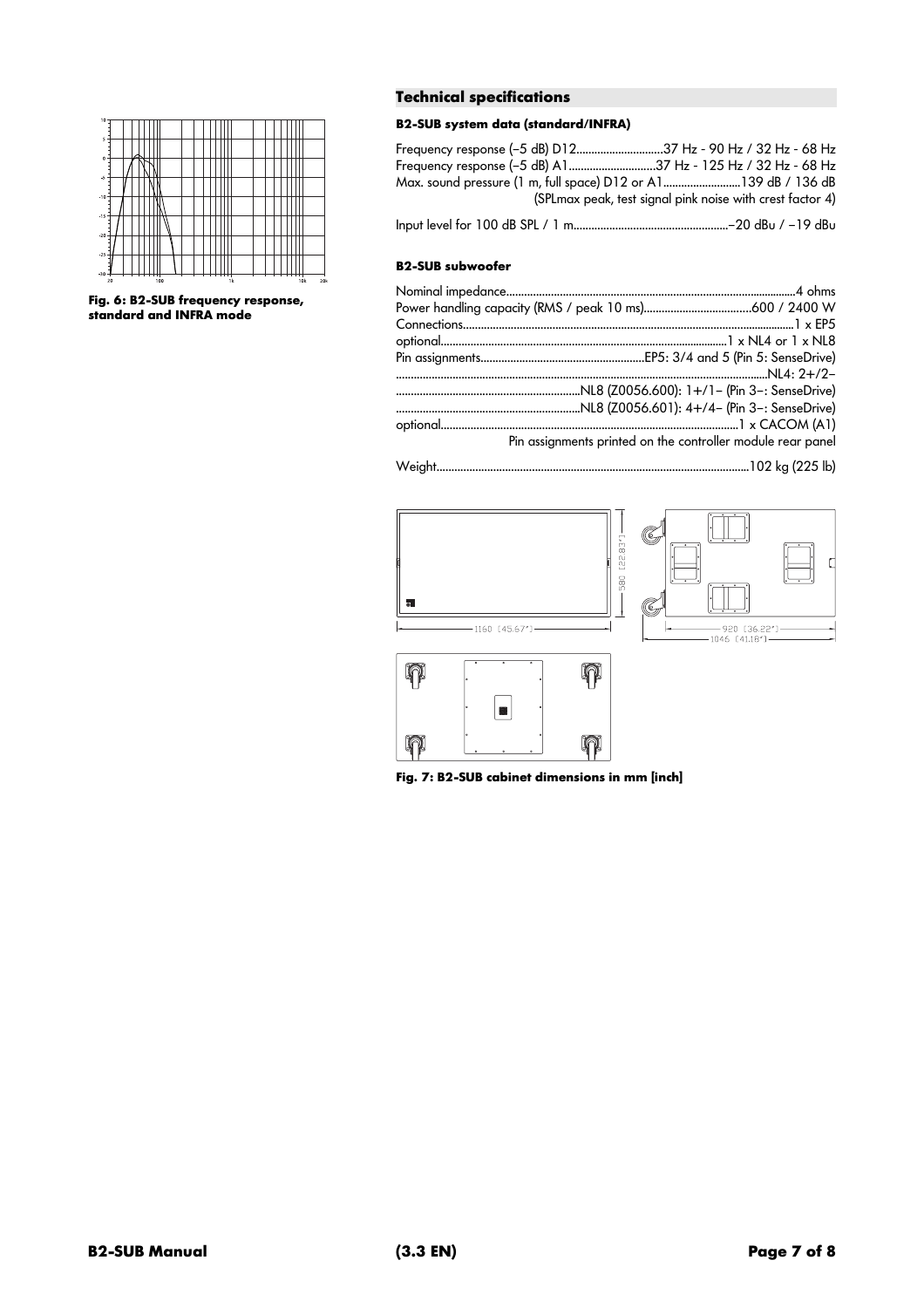Fig. 6: B2-SUB frequency response, standard and INFRA mode

## Technical specifications

### B2-SUB system data (standard/INFRA)

Frequency response (–5 dB) D12 ............................ 37 Hz - 90 Hz / 32 Hz - 68 Hz
Frequency response (–5 dB) A1 ............................ 37 Hz - 125 Hz / 32 Hz - 68 Hz
Max. sound pressure (1 m, full space) D12 or A1 ......................... 139 dB / 136 dB
(SPLmax peak, test signal pink noise with crest factor 4)

Input level for 100 dB SPL / 1 m ................................................... –20 dBu / –19 dBu

### B2-SUB subwoofer

Nominal impedance ............................................................................................ 4 ohms
Power handling capacity (RMS / peak 10 ms) ................................... 600 / 2400 W
Connections ......................................................................................................... 1 x EP5
optional ................................................................................ 1 x NL4 or 1 x NL8
Pin assignments ...................................................... EP5: 3/4 and 5 (Pin 5: SenseDrive)
.......................................................................................................... NL4: 2+/2–
............................................................ NL8 (Z0056.600): 1+/1– (Pin 3–: SenseDrive)
............................................................ NL8 (Z0056.601): 4+/4– (Pin 3–: SenseDrive)
optional ................................................................................................ 1 x CACOM (A1)
Pin assignments printed on the controller module rear panel

Weight ........................................................................................................ 102 kg (225 lb)

1160 [45.67"]
580 [22.83"]
920 [36.22"]
1046 [41.18"]

Fig. 7: B2-SUB cabinet dimensions in mm [inch]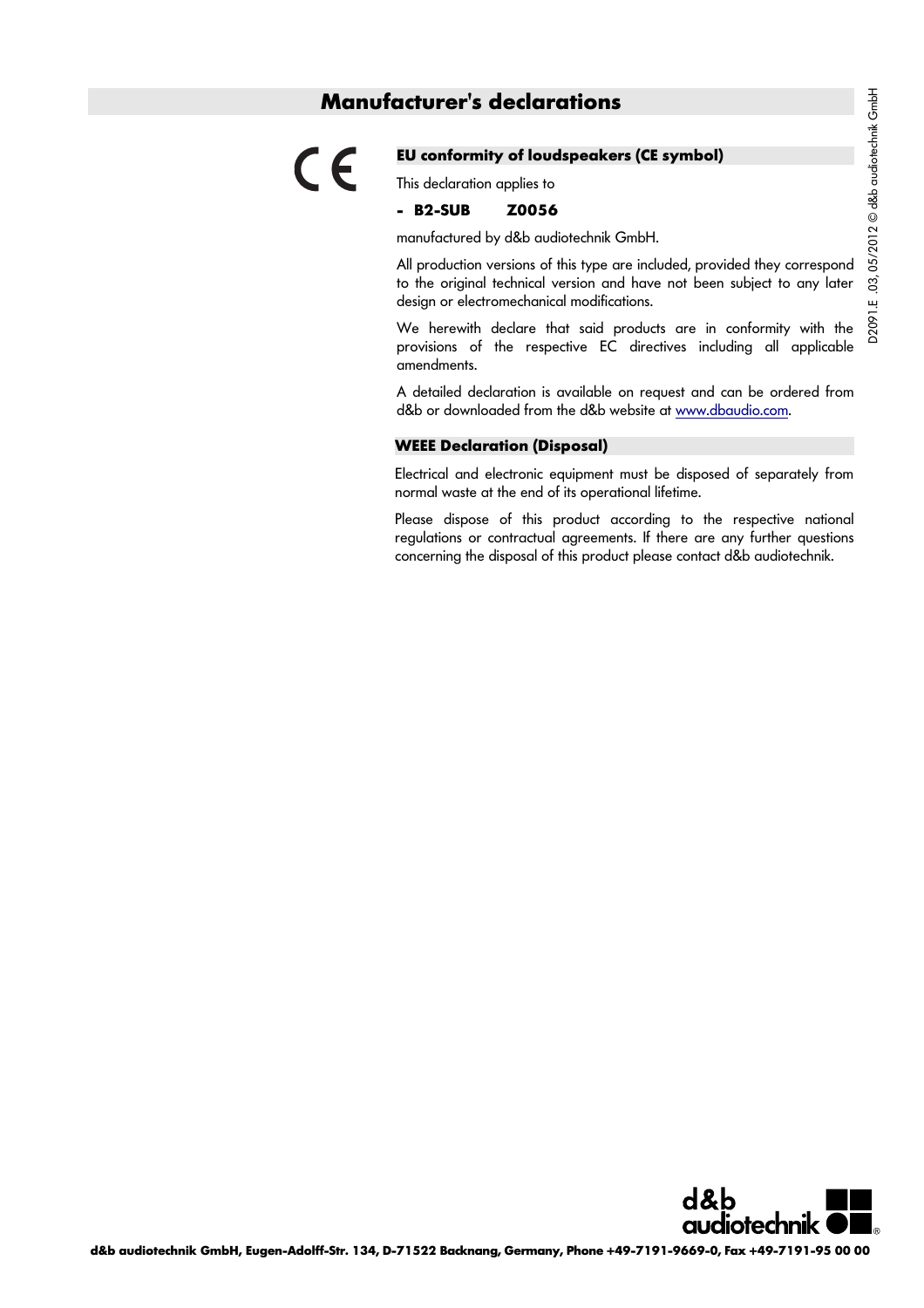# Manufacturer's declarations

## EU conformity of loudspeakers (CE symbol)

This declaration applies to

- **B2-SUB Z0056**

manufactured by d&b audiotechnik GmbH.

All production versions of this type are included, provided they correspond to the original technical version and have not been subject to any later design or electromechanical modifications.

We herewith declare that said products are in conformity with the provisions of the respective EC directives including all applicable amendments.

A detailed declaration is available on request and can be ordered from d&b or downloaded from the d&b website at www.dbaudio.com.

## WEEE Declaration (Disposal)

Electrical and electronic equipment must be disposed of separately from normal waste at the end of its operational lifetime.

Please dispose of this product according to the respective national regulations or contractual agreements. If there are any further questions concerning the disposal of this product please contact d&b audiotechnik.

D2091.E .03, 05/2012 © d&b audiotechnik GmbH

**d&b audiotechnik GmbH, Eugen-Adolff-Str. 134, D-71522 Backnang, Germany, Phone +49-7191-9669-0, Fax +49-7191-95 00 00**